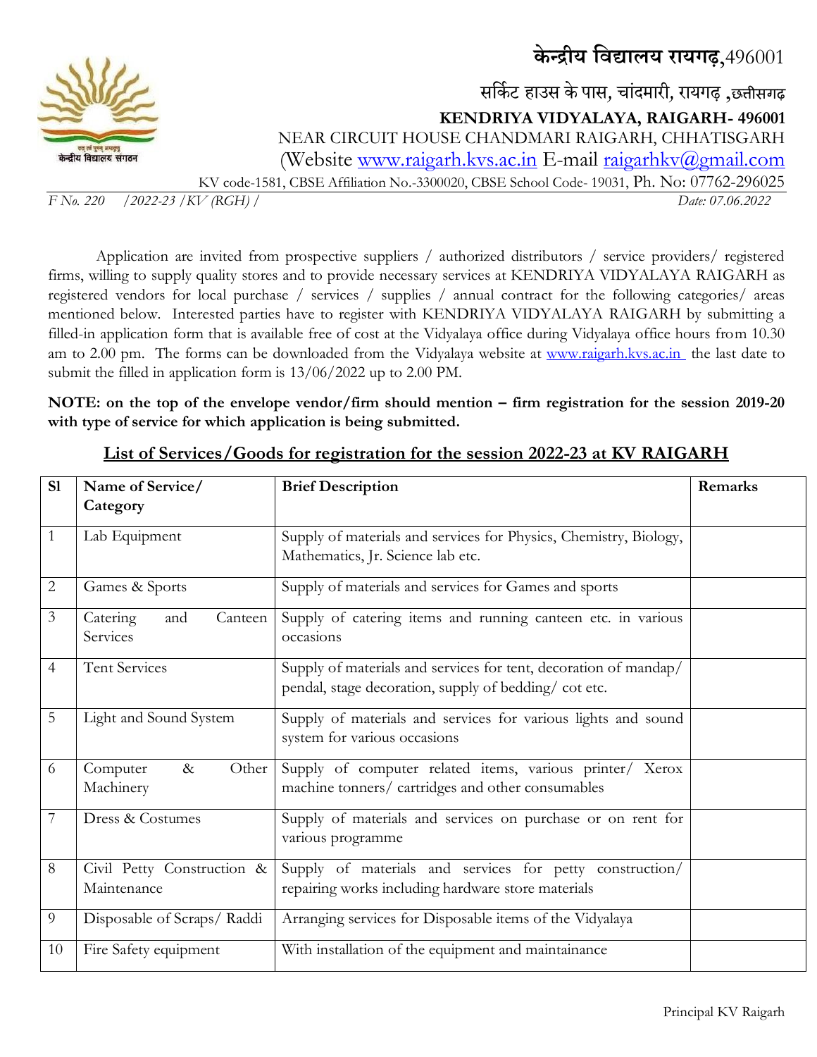# केन्द्रीय विद्यालय रायगढ़,496001

सर्किट हाउस के पास, चांदमारी, रायगढ़ ,छत्तीसगढ़

**KENDRIYA VIDYALAYA, RAIGARH- 496001**

NEAR CIRCUIT HOUSE CHANDMARI RAIGARH, CHHATISGARH

(Website www.raigarh.kvs.ac.in E-mail raigarhkv@gmail.com

KV code-1581, CBSE Affiliation No.-3300020, CBSE School Code- 19031, Ph. No: 07762-296025

*F No. 220 /2022-23 /KV (RGH) /* *Date: 07.06.2022*

Application are invited from prospective suppliers / authorized distributors / service providers/ registered firms, willing to supply quality stores and to provide necessary services at KENDRIYA VIDYALAYA RAIGARH as registered vendors for local purchase / services / supplies / annual contract for the following categories/ areas mentioned below. Interested parties have to register with KENDRIYA VIDYALAYA RAIGARH by submitting a filled-in application form that is available free of cost at the Vidyalaya office during Vidyalaya office hours from 10.30 am to 2.00 pm. The forms can be downloaded from the Vidyalaya website at www.raigarh.kvs.ac.in the last date to submit the filled in application form is 13/06/2022 up to 2.00 PM.

**NOTE: on the top of the envelope vendor/firm should mention – firm registration for the session 2019-20 with type of service for which application is being submitted.**

## List of Services/Goods for registration for the session 2022-23 at KV RAIGARH

| Sl | Name of Service/ Category | Brief Description | Remarks |
|---|---|---|---|
| 1 | Lab Equipment | Supply of materials and services for Physics, Chemistry, Biology, Mathematics, Jr. Science lab etc. | |
| 2 | Games & Sports | Supply of materials and services for Games and sports | |
| 3 | Catering and Canteen Services | Supply of catering items and running canteen etc. in various occasions | |
| 4 | Tent Services | Supply of materials and services for tent, decoration of mandap/ pendal, stage decoration, supply of bedding/ cot etc. | |
| 5 | Light and Sound System | Supply of materials and services for various lights and sound system for various occasions | |
| 6 | Computer & Other Machinery | Supply of computer related items, various printer/ Xerox machine tonners/ cartridges and other consumables | |
| 7 | Dress & Costumes | Supply of materials and services on purchase or on rent for various programme | |
| 8 | Civil Petty Construction & Maintenance | Supply of materials and services for petty construction/ repairing works including hardware store materials | |
| 9 | Disposable of Scraps/ Raddi | Arranging services for Disposable items of the Vidyalaya | |
| 10 | Fire Safety equipment | With installation of the equipment and maintainance | |

Principal KV Raigarh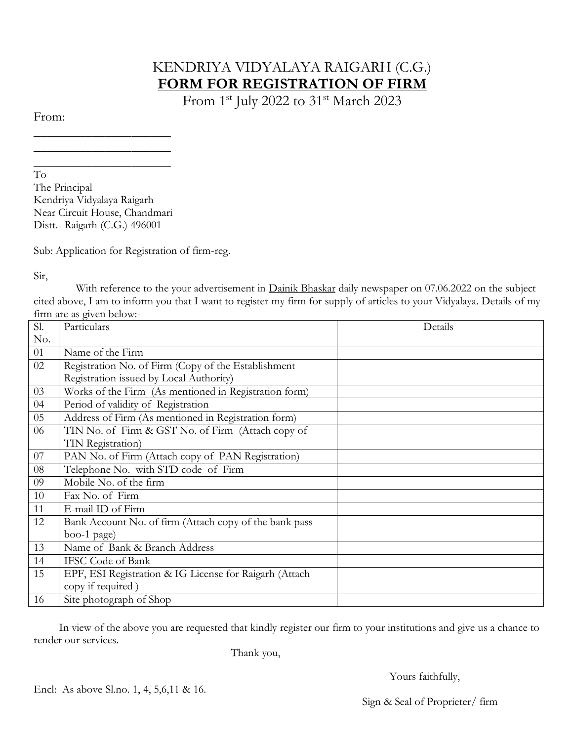# KENDRIYA VIDYALAYA RAIGARH (C.G.)

## FORM FOR REGISTRATION OF FIRM

From 1st July 2022 to 31st March 2023

From:

\_\_\_\_\_\_\_\_\_\_\_\_\_\_\_\_\_\_\_\_\_\_\_

\_\_\_\_\_\_\_\_\_\_\_\_\_\_\_\_\_\_\_\_\_\_\_

\_\_\_\_\_\_\_\_\_\_\_\_\_\_\_\_\_\_\_\_\_\_\_

To
The Principal
Kendriya Vidyalaya Raigarh
Near Circuit House, Chandmari
Distt.- Raigarh (C.G.) 496001

Sub: Application for Registration of firm-reg.

Sir,

With reference to the your advertisement in Dainik Bhaskar daily newspaper on 07.06.2022 on the subject cited above, I am to inform you that I want to register my firm for supply of articles to your Vidyalaya. Details of my firm are as given below:-

| Sl. No. | Particulars | Details |
|---|---|---|
| 01 | Name of the Firm | |
| 02 | Registration No. of Firm (Copy of the Establishment Registration issued by Local Authority) | |
| 03 | Works of the Firm (As mentioned in Registration form) | |
| 04 | Period of validity of Registration | |
| 05 | Address of Firm (As mentioned in Registration form) | |
| 06 | TIN No. of Firm & GST No. of Firm (Attach copy of TIN Registration) | |
| 07 | PAN No. of Firm (Attach copy of PAN Registration) | |
| 08 | Telephone No. with STD code of Firm | |
| 09 | Mobile No. of the firm | |
| 10 | Fax No. of Firm | |
| 11 | E-mail ID of Firm | |
| 12 | Bank Account No. of firm (Attach copy of the bank pass boo-1 page) | |
| 13 | Name of Bank & Branch Address | |
| 14 | IFSC Code of Bank | |
| 15 | EPF, ESI Registration & IG License for Raigarh (Attach copy if required ) | |
| 16 | Site photograph of Shop | |

In view of the above you are requested that kindly register our firm to your institutions and give us a chance to render our services.

Thank you,

Yours faithfully,

Encl: As above Sl.no. 1, 4, 5,6,11 & 16.

Sign & Seal of Proprieter/ firm